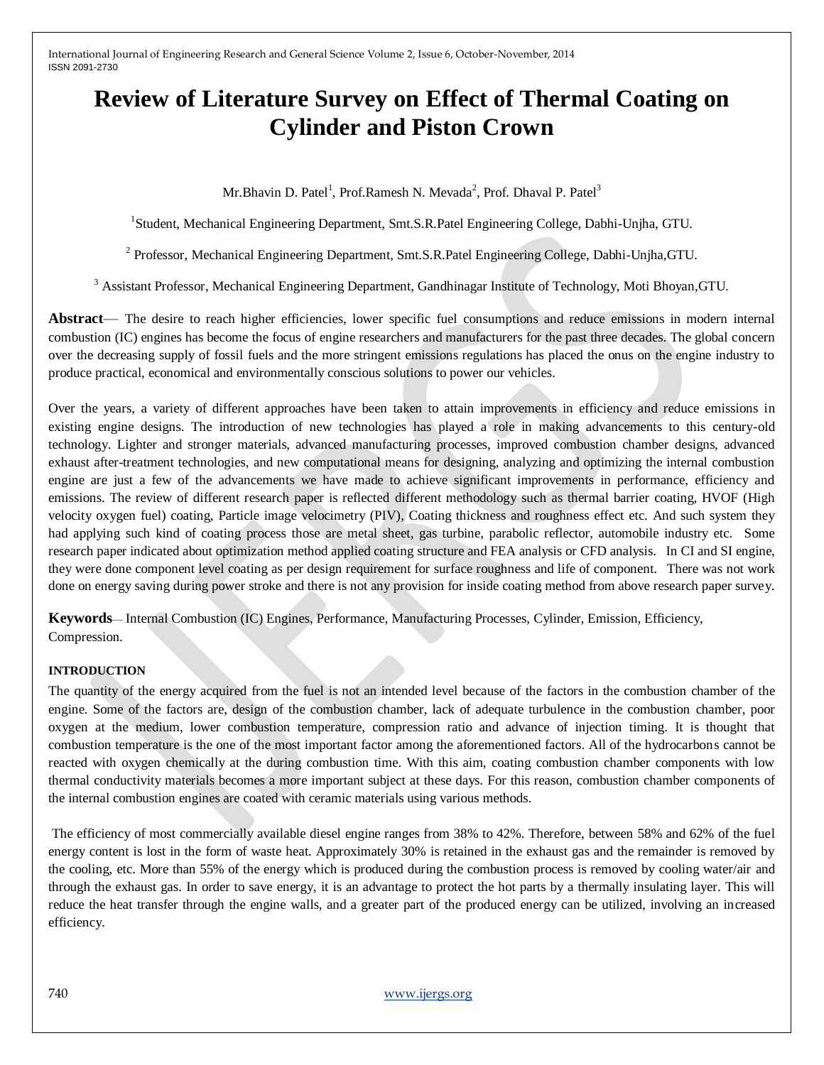# Review of Literature Survey on Effect of Thermal Coating on Cylinder and Piston Crown

Mr.Bhavin D. Patel[1], Prof.Ramesh N. Mevada[2], Prof. Dhaval P. Patel[3]

[1]Student, Mechanical Engineering Department, Smt.S.R.Patel Engineering College, Dabhi-Unjha, GTU.

[2] Professor, Mechanical Engineering Department, Smt.S.R.Patel Engineering College, Dabhi-Unjha,GTU.

[3] Assistant Professor, Mechanical Engineering Department, Gandhinagar Institute of Technology, Moti Bhoyan,GTU.

**Abstract**— The desire to reach higher efficiencies, lower specific fuel consumptions and reduce emissions in modern internal combustion (IC) engines has become the focus of engine researchers and manufacturers for the past three decades. The global concern over the decreasing supply of fossil fuels and the more stringent emissions regulations has placed the onus on the engine industry to produce practical, economical and environmentally conscious solutions to power our vehicles.

Over the years, a variety of different approaches have been taken to attain improvements in efficiency and reduce emissions in existing engine designs. The introduction of new technologies has played a role in making advancements to this century-old technology. Lighter and stronger materials, advanced manufacturing processes, improved combustion chamber designs, advanced exhaust after-treatment technologies, and new computational means for designing, analyzing and optimizing the internal combustion engine are just a few of the advancements we have made to achieve significant improvements in performance, efficiency and emissions. The review of different research paper is reflected different methodology such as thermal barrier coating, HVOF (High velocity oxygen fuel) coating, Particle image velocimetry (PIV), Coating thickness and roughness effect etc. And such system they had applying such kind of coating process those are metal sheet, gas turbine, parabolic reflector, automobile industry etc. Some research paper indicated about optimization method applied coating structure and FEA analysis or CFD analysis. In CI and SI engine, they were done component level coating as per design requirement for surface roughness and life of component. There was not work done on energy saving during power stroke and there is not any provision for inside coating method from above research paper survey.

**Keywords**— Internal Combustion (IC) Engines, Performance, Manufacturing Processes, Cylinder, Emission, Efficiency, Compression.

## INTRODUCTION

The quantity of the energy acquired from the fuel is not an intended level because of the factors in the combustion chamber of the engine. Some of the factors are, design of the combustion chamber, lack of adequate turbulence in the combustion chamber, poor oxygen at the medium, lower combustion temperature, compression ratio and advance of injection timing. It is thought that combustion temperature is the one of the most important factor among the aforementioned factors. All of the hydrocarbons cannot be reacted with oxygen chemically at the during combustion time. With this aim, coating combustion chamber components with low thermal conductivity materials becomes a more important subject at these days. For this reason, combustion chamber components of the internal combustion engines are coated with ceramic materials using various methods.

The efficiency of most commercially available diesel engine ranges from 38% to 42%. Therefore, between 58% and 62% of the fuel energy content is lost in the form of waste heat. Approximately 30% is retained in the exhaust gas and the remainder is removed by the cooling, etc. More than 55% of the energy which is produced during the combustion process is removed by cooling water/air and through the exhaust gas. In order to save energy, it is an advantage to protect the hot parts by a thermally insulating layer. This will reduce the heat transfer through the engine walls, and a greater part of the produced energy can be utilized, involving an increased efficiency.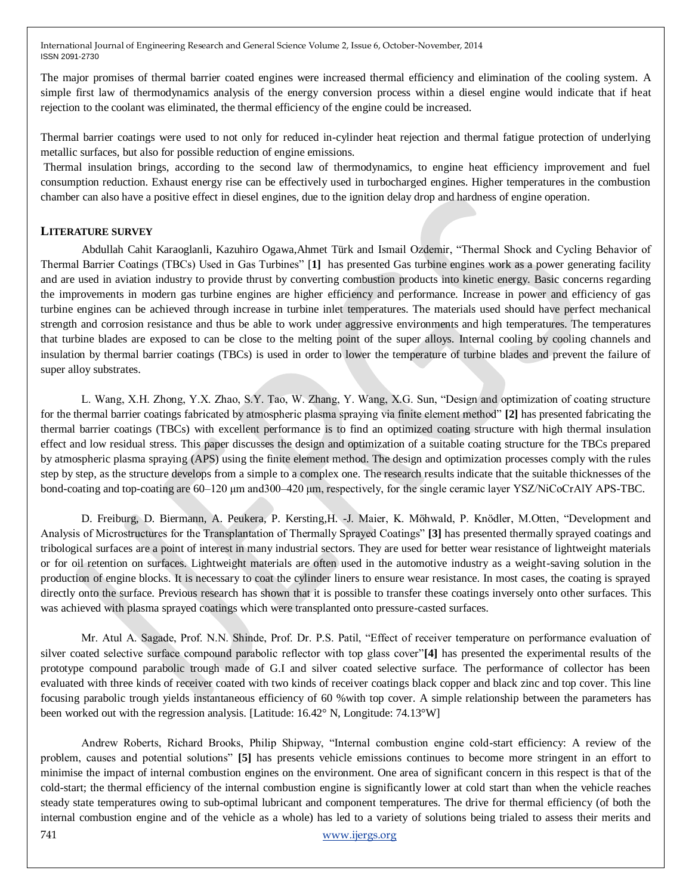The major promises of thermal barrier coated engines were increased thermal efficiency and elimination of the cooling system. A simple first law of thermodynamics analysis of the energy conversion process within a diesel engine would indicate that if heat rejection to the coolant was eliminated, the thermal efficiency of the engine could be increased.

Thermal barrier coatings were used to not only for reduced in-cylinder heat rejection and thermal fatigue protection of underlying metallic surfaces, but also for possible reduction of engine emissions.

Thermal insulation brings, according to the second law of thermodynamics, to engine heat efficiency improvement and fuel consumption reduction. Exhaust energy rise can be effectively used in turbocharged engines. Higher temperatures in the combustion chamber can also have a positive effect in diesel engines, due to the ignition delay drop and hardness of engine operation.

## LITERATURE SURVEY

Abdullah Cahit Karaoglanli, Kazuhiro Ogawa,Ahmet Türk and Ismail Ozdemir, "Thermal Shock and Cycling Behavior of Thermal Barrier Coatings (TBCs) Used in Gas Turbines" [**1**] has presented Gas turbine engines work as a power generating facility and are used in aviation industry to provide thrust by converting combustion products into kinetic energy. Basic concerns regarding the improvements in modern gas turbine engines are higher efficiency and performance. Increase in power and efficiency of gas turbine engines can be achieved through increase in turbine inlet temperatures. The materials used should have perfect mechanical strength and corrosion resistance and thus be able to work under aggressive environments and high temperatures. The temperatures that turbine blades are exposed to can be close to the melting point of the super alloys. Internal cooling by cooling channels and insulation by thermal barrier coatings (TBCs) is used in order to lower the temperature of turbine blades and prevent the failure of super alloy substrates.

L. Wang, X.H. Zhong, Y.X. Zhao, S.Y. Tao, W. Zhang, Y. Wang, X.G. Sun, "Design and optimization of coating structure for the thermal barrier coatings fabricated by atmospheric plasma spraying via finite element method" **[2]** has presented fabricating the thermal barrier coatings (TBCs) with excellent performance is to find an optimized coating structure with high thermal insulation effect and low residual stress. This paper discusses the design and optimization of a suitable coating structure for the TBCs prepared by atmospheric plasma spraying (APS) using the finite element method. The design and optimization processes comply with the rules step by step, as the structure develops from a simple to a complex one. The research results indicate that the suitable thicknesses of the bond-coating and top-coating are 60–120 μm and300–420 μm, respectively, for the single ceramic layer YSZ/NiCoCrAlY APS-TBC.

D. Freiburg, D. Biermann, A. Peukera, P. Kersting,H. -J. Maier, K. Möhwald, P. Knödler, M.Otten, "Development and Analysis of Microstructures for the Transplantation of Thermally Sprayed Coatings" **[3]** has presented thermally sprayed coatings and tribological surfaces are a point of interest in many industrial sectors. They are used for better wear resistance of lightweight materials or for oil retention on surfaces. Lightweight materials are often used in the automotive industry as a weight-saving solution in the production of engine blocks. It is necessary to coat the cylinder liners to ensure wear resistance. In most cases, the coating is sprayed directly onto the surface. Previous research has shown that it is possible to transfer these coatings inversely onto other surfaces. This was achieved with plasma sprayed coatings which were transplanted onto pressure-casted surfaces.

Mr. Atul A. Sagade, Prof. N.N. Shinde, Prof. Dr. P.S. Patil, "Effect of receiver temperature on performance evaluation of silver coated selective surface compound parabolic reflector with top glass cover"**[4]** has presented the experimental results of the prototype compound parabolic trough made of G.I and silver coated selective surface. The performance of collector has been evaluated with three kinds of receiver coated with two kinds of receiver coatings black copper and black zinc and top cover. This line focusing parabolic trough yields instantaneous efficiency of 60 %with top cover. A simple relationship between the parameters has been worked out with the regression analysis. [Latitude: 16.42° N, Longitude: 74.13°W]

Andrew Roberts, Richard Brooks, Philip Shipway, "Internal combustion engine cold-start efficiency: A review of the problem, causes and potential solutions" **[5]** has presents vehicle emissions continues to become more stringent in an effort to minimise the impact of internal combustion engines on the environment. One area of significant concern in this respect is that of the cold-start; the thermal efficiency of the internal combustion engine is significantly lower at cold start than when the vehicle reaches steady state temperatures owing to sub-optimal lubricant and component temperatures. The drive for thermal efficiency (of both the internal combustion engine and of the vehicle as a whole) has led to a variety of solutions being trialed to assess their merits and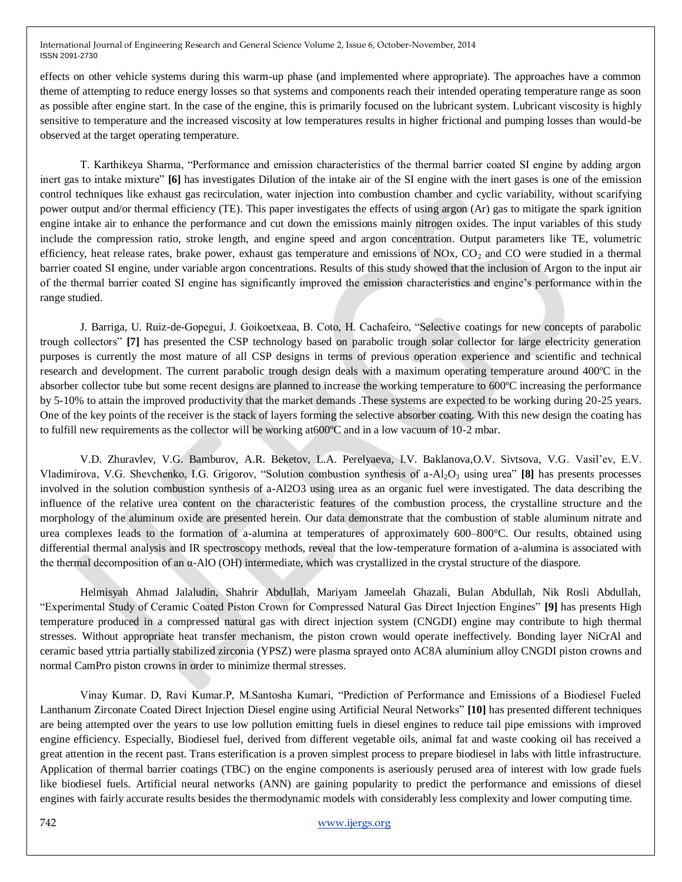effects on other vehicle systems during this warm-up phase (and implemented where appropriate). The approaches have a common theme of attempting to reduce energy losses so that systems and components reach their intended operating temperature range as soon as possible after engine start. In the case of the engine, this is primarily focused on the lubricant system. Lubricant viscosity is highly sensitive to temperature and the increased viscosity at low temperatures results in higher frictional and pumping losses than would-be observed at the target operating temperature.

T. Karthikeya Sharma, "Performance and emission characteristics of the thermal barrier coated SI engine by adding argon inert gas to intake mixture" **[6]** has investigates Dilution of the intake air of the SI engine with the inert gases is one of the emission control techniques like exhaust gas recirculation, water injection into combustion chamber and cyclic variability, without scarifying power output and/or thermal efficiency (TE). This paper investigates the effects of using argon (Ar) gas to mitigate the spark ignition engine intake air to enhance the performance and cut down the emissions mainly nitrogen oxides. The input variables of this study include the compression ratio, stroke length, and engine speed and argon concentration. Output parameters like TE, volumetric efficiency, heat release rates, brake power, exhaust gas temperature and emissions of NOx, $CO_2$ and CO were studied in a thermal barrier coated SI engine, under variable argon concentrations. Results of this study showed that the inclusion of Argon to the input air of the thermal barrier coated SI engine has significantly improved the emission characteristics and engine's performance within the range studied.

J. Barriga, U. Ruiz-de-Gopegui, J. Goikoetxeaa, B. Coto, H. Cachafeiro, "Selective coatings for new concepts of parabolic trough collectors" **[7]** has presented the CSP technology based on parabolic trough solar collector for large electricity generation purposes is currently the most mature of all CSP designs in terms of previous operation experience and scientific and technical research and development. The current parabolic trough design deals with a maximum operating temperature around 400ºC in the absorber collector tube but some recent designs are planned to increase the working temperature to 600ºC increasing the performance by 5-10% to attain the improved productivity that the market demands .These systems are expected to be working during 20-25 years. One of the key points of the receiver is the stack of layers forming the selective absorber coating. With this new design the coating has to fulfill new requirements as the collector will be working at600ºC and in a low vacuum of 10-2 mbar.

V.D. Zhuravlev, V.G. Bamburov, A.R. Beketov, L.A. Perelyaeva, I.V. Baklanova,O.V. Sivtsova, V.G. Vasil'ev, E.V. Vladimirova, V.G. Shevchenko, I.G. Grigorov, "Solution combustion synthesis of a-$Al_2O_3$ using urea" **[8]** has presents processes involved in the solution combustion synthesis of a-Al2O3 using urea as an organic fuel were investigated. The data describing the influence of the relative urea content on the characteristic features of the combustion process, the crystalline structure and the morphology of the aluminum oxide are presented herein. Our data demonstrate that the combustion of stable aluminum nitrate and urea complexes leads to the formation of a-alumina at temperatures of approximately 600–800°C. Our results, obtained using differential thermal analysis and IR spectroscopy methods, reveal that the low-temperature formation of a-alumina is associated with the thermal decomposition of an α-AlO (OH) intermediate, which was crystallized in the crystal structure of the diaspore.

Helmisyah Ahmad Jalaludin, Shahrir Abdullah, Mariyam Jameelah Ghazali, Bulan Abdullah, Nik Rosli Abdullah, "Experimental Study of Ceramic Coated Piston Crown for Compressed Natural Gas Direct Injection Engines" **[9]** has presents High temperature produced in a compressed natural gas with direct injection system (CNGDI) engine may contribute to high thermal stresses. Without appropriate heat transfer mechanism, the piston crown would operate ineffectively. Bonding layer NiCrAl and ceramic based yttria partially stabilized zirconia (YPSZ) were plasma sprayed onto AC8A aluminium alloy CNGDI piston crowns and normal CamPro piston crowns in order to minimize thermal stresses.

Vinay Kumar. D, Ravi Kumar.P, M.Santosha Kumari, "Prediction of Performance and Emissions of a Biodiesel Fueled Lanthanum Zirconate Coated Direct Injection Diesel engine using Artificial Neural Networks" **[10]** has presented different techniques are being attempted over the years to use low pollution emitting fuels in diesel engines to reduce tail pipe emissions with improved engine efficiency. Especially, Biodiesel fuel, derived from different vegetable oils, animal fat and waste cooking oil has received a great attention in the recent past. Trans esterification is a proven simplest process to prepare biodiesel in labs with little infrastructure. Application of thermal barrier coatings (TBC) on the engine components is aseriously perused area of interest with low grade fuels like biodiesel fuels. Artificial neural networks (ANN) are gaining popularity to predict the performance and emissions of diesel engines with fairly accurate results besides the thermodynamic models with considerably less complexity and lower computing time.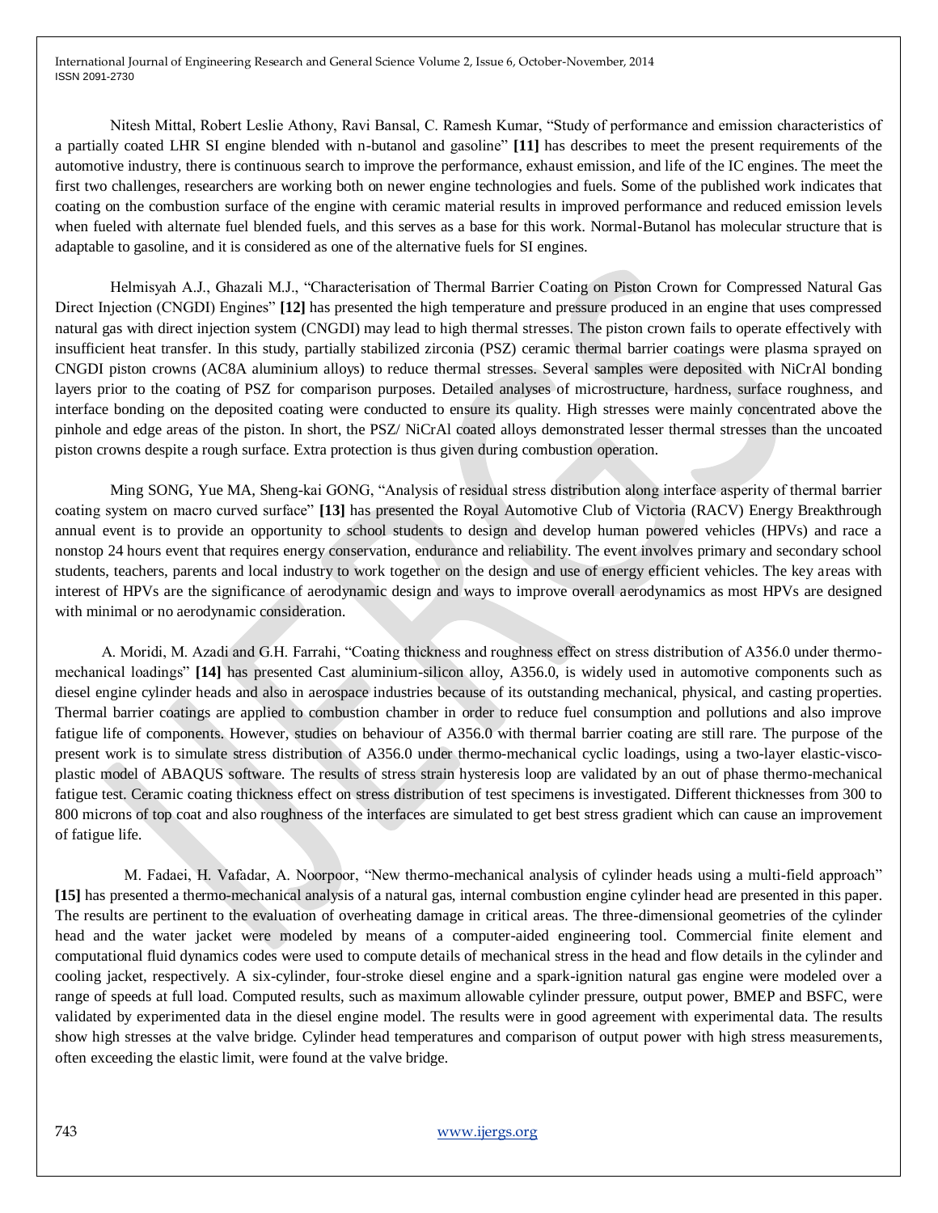Nitesh Mittal, Robert Leslie Athony, Ravi Bansal, C. Ramesh Kumar, "Study of performance and emission characteristics of a partially coated LHR SI engine blended with n-butanol and gasoline" **[11]** has describes to meet the present requirements of the automotive industry, there is continuous search to improve the performance, exhaust emission, and life of the IC engines. The meet the first two challenges, researchers are working both on newer engine technologies and fuels. Some of the published work indicates that coating on the combustion surface of the engine with ceramic material results in improved performance and reduced emission levels when fueled with alternate fuel blended fuels, and this serves as a base for this work. Normal-Butanol has molecular structure that is adaptable to gasoline, and it is considered as one of the alternative fuels for SI engines.

Helmisyah A.J., Ghazali M.J., "Characterisation of Thermal Barrier Coating on Piston Crown for Compressed Natural Gas Direct Injection (CNGDI) Engines" **[12]** has presented the high temperature and pressure produced in an engine that uses compressed natural gas with direct injection system (CNGDI) may lead to high thermal stresses. The piston crown fails to operate effectively with insufficient heat transfer. In this study, partially stabilized zirconia (PSZ) ceramic thermal barrier coatings were plasma sprayed on CNGDI piston crowns (AC8A aluminium alloys) to reduce thermal stresses. Several samples were deposited with NiCrAl bonding layers prior to the coating of PSZ for comparison purposes. Detailed analyses of microstructure, hardness, surface roughness, and interface bonding on the deposited coating were conducted to ensure its quality. High stresses were mainly concentrated above the pinhole and edge areas of the piston. In short, the PSZ/ NiCrAl coated alloys demonstrated lesser thermal stresses than the uncoated piston crowns despite a rough surface. Extra protection is thus given during combustion operation.

Ming SONG, Yue MA, Sheng-kai GONG, "Analysis of residual stress distribution along interface asperity of thermal barrier coating system on macro curved surface" **[13]** has presented the Royal Automotive Club of Victoria (RACV) Energy Breakthrough annual event is to provide an opportunity to school students to design and develop human powered vehicles (HPVs) and race a nonstop 24 hours event that requires energy conservation, endurance and reliability. The event involves primary and secondary school students, teachers, parents and local industry to work together on the design and use of energy efficient vehicles. The key areas with interest of HPVs are the significance of aerodynamic design and ways to improve overall aerodynamics as most HPVs are designed with minimal or no aerodynamic consideration.

A. Moridi, M. Azadi and G.H. Farrahi, "Coating thickness and roughness effect on stress distribution of A356.0 under thermo-mechanical loadings" **[14]** has presented Cast aluminium-silicon alloy, A356.0, is widely used in automotive components such as diesel engine cylinder heads and also in aerospace industries because of its outstanding mechanical, physical, and casting properties. Thermal barrier coatings are applied to combustion chamber in order to reduce fuel consumption and pollutions and also improve fatigue life of components. However, studies on behaviour of A356.0 with thermal barrier coating are still rare. The purpose of the present work is to simulate stress distribution of A356.0 under thermo-mechanical cyclic loadings, using a two-layer elastic-visco-plastic model of ABAQUS software. The results of stress strain hysteresis loop are validated by an out of phase thermo-mechanical fatigue test. Ceramic coating thickness effect on stress distribution of test specimens is investigated. Different thicknesses from 300 to 800 microns of top coat and also roughness of the interfaces are simulated to get best stress gradient which can cause an improvement of fatigue life.

M. Fadaei, H. Vafadar, A. Noorpoor, "New thermo-mechanical analysis of cylinder heads using a multi-field approach" **[15]** has presented a thermo-mechanical analysis of a natural gas, internal combustion engine cylinder head are presented in this paper. The results are pertinent to the evaluation of overheating damage in critical areas. The three-dimensional geometries of the cylinder head and the water jacket were modeled by means of a computer-aided engineering tool. Commercial finite element and computational fluid dynamics codes were used to compute details of mechanical stress in the head and flow details in the cylinder and cooling jacket, respectively. A six-cylinder, four-stroke diesel engine and a spark-ignition natural gas engine were modeled over a range of speeds at full load. Computed results, such as maximum allowable cylinder pressure, output power, BMEP and BSFC, were validated by experimented data in the diesel engine model. The results were in good agreement with experimental data. The results show high stresses at the valve bridge. Cylinder head temperatures and comparison of output power with high stress measurements, often exceeding the elastic limit, were found at the valve bridge.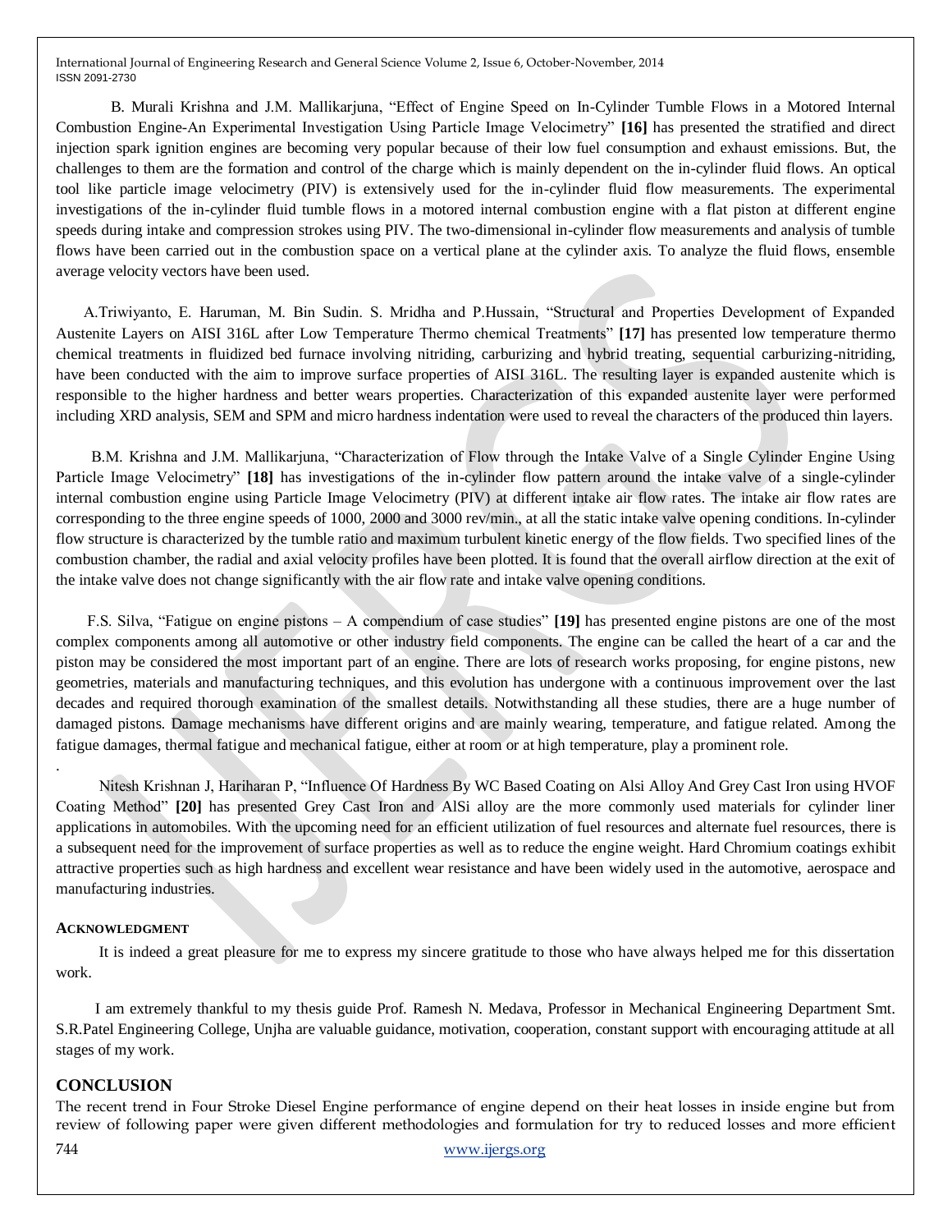B. Murali Krishna and J.M. Mallikarjuna, "Effect of Engine Speed on In-Cylinder Tumble Flows in a Motored Internal Combustion Engine-An Experimental Investigation Using Particle Image Velocimetry" **[16]** has presented the stratified and direct injection spark ignition engines are becoming very popular because of their low fuel consumption and exhaust emissions. But, the challenges to them are the formation and control of the charge which is mainly dependent on the in-cylinder fluid flows. An optical tool like particle image velocimetry (PIV) is extensively used for the in-cylinder fluid flow measurements. The experimental investigations of the in-cylinder fluid tumble flows in a motored internal combustion engine with a flat piston at different engine speeds during intake and compression strokes using PIV. The two-dimensional in-cylinder flow measurements and analysis of tumble flows have been carried out in the combustion space on a vertical plane at the cylinder axis. To analyze the fluid flows, ensemble average velocity vectors have been used.

A.Triwiyanto, E. Haruman, M. Bin Sudin. S. Mridha and P.Hussain, "Structural and Properties Development of Expanded Austenite Layers on AISI 316L after Low Temperature Thermo chemical Treatments" **[17]** has presented low temperature thermo chemical treatments in fluidized bed furnace involving nitriding, carburizing and hybrid treating, sequential carburizing-nitriding, have been conducted with the aim to improve surface properties of AISI 316L. The resulting layer is expanded austenite which is responsible to the higher hardness and better wears properties. Characterization of this expanded austenite layer were performed including XRD analysis, SEM and SPM and micro hardness indentation were used to reveal the characters of the produced thin layers.

B.M. Krishna and J.M. Mallikarjuna, "Characterization of Flow through the Intake Valve of a Single Cylinder Engine Using Particle Image Velocimetry" **[18]** has investigations of the in-cylinder flow pattern around the intake valve of a single-cylinder internal combustion engine using Particle Image Velocimetry (PIV) at different intake air flow rates. The intake air flow rates are corresponding to the three engine speeds of 1000, 2000 and 3000 rev/min., at all the static intake valve opening conditions. In-cylinder flow structure is characterized by the tumble ratio and maximum turbulent kinetic energy of the flow fields. Two specified lines of the combustion chamber, the radial and axial velocity profiles have been plotted. It is found that the overall airflow direction at the exit of the intake valve does not change significantly with the air flow rate and intake valve opening conditions.

F.S. Silva, "Fatigue on engine pistons – A compendium of case studies" **[19]** has presented engine pistons are one of the most complex components among all automotive or other industry field components. The engine can be called the heart of a car and the piston may be considered the most important part of an engine. There are lots of research works proposing, for engine pistons, new geometries, materials and manufacturing techniques, and this evolution has undergone with a continuous improvement over the last decades and required thorough examination of the smallest details. Notwithstanding all these studies, there are a huge number of damaged pistons. Damage mechanisms have different origins and are mainly wearing, temperature, and fatigue related. Among the fatigue damages, thermal fatigue and mechanical fatigue, either at room or at high temperature, play a prominent role.

.

Nitesh Krishnan J, Hariharan P, "Influence Of Hardness By WC Based Coating on Alsi Alloy And Grey Cast Iron using HVOF Coating Method" **[20]** has presented Grey Cast Iron and AlSi alloy are the more commonly used materials for cylinder liner applications in automobiles. With the upcoming need for an efficient utilization of fuel resources and alternate fuel resources, there is a subsequent need for the improvement of surface properties as well as to reduce the engine weight. Hard Chromium coatings exhibit attractive properties such as high hardness and excellent wear resistance and have been widely used in the automotive, aerospace and manufacturing industries.

### ACKNOWLEDGMENT

It is indeed a great pleasure for me to express my sincere gratitude to those who have always helped me for this dissertation work.

I am extremely thankful to my thesis guide Prof. Ramesh N. Medava, Professor in Mechanical Engineering Department Smt. S.R.Patel Engineering College, Unjha are valuable guidance, motivation, cooperation, constant support with encouraging attitude at all stages of my work.

## CONCLUSION

The recent trend in Four Stroke Diesel Engine performance of engine depend on their heat losses in inside engine but from review of following paper were given different methodologies and formulation for try to reduced losses and more efficient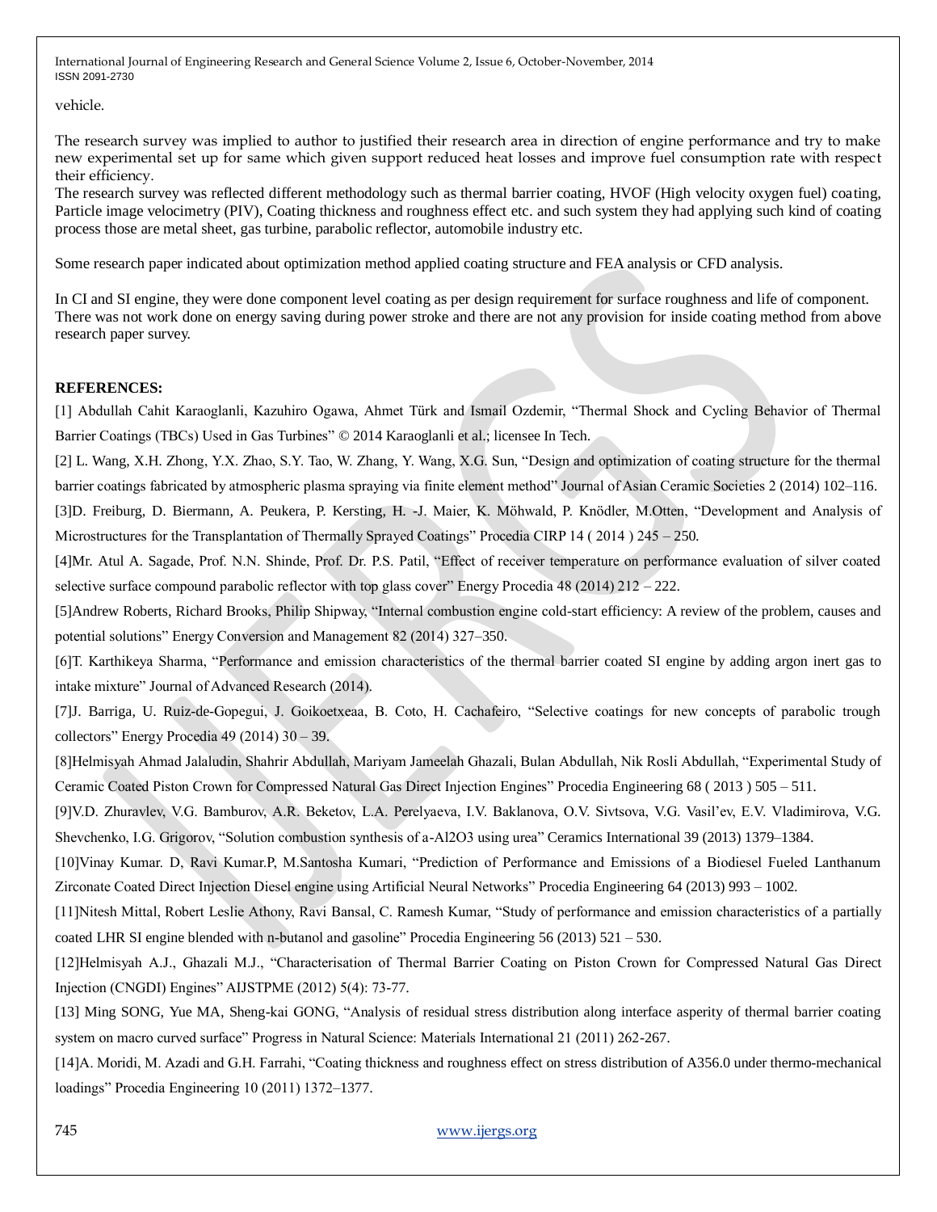vehicle.

The research survey was implied to author to justified their research area in direction of engine performance and try to make new experimental set up for same which given support reduced heat losses and improve fuel consumption rate with respect their efficiency.
The research survey was reflected different methodology such as thermal barrier coating, HVOF (High velocity oxygen fuel) coating, Particle image velocimetry (PIV), Coating thickness and roughness effect etc. and such system they had applying such kind of coating process those are metal sheet, gas turbine, parabolic reflector, automobile industry etc.

Some research paper indicated about optimization method applied coating structure and FEA analysis or CFD analysis.

In CI and SI engine, they were done component level coating as per design requirement for surface roughness and life of component. There was not work done on energy saving during power stroke and there are not any provision for inside coating method from above research paper survey.

**REFERENCES:**

[1] Abdullah Cahit Karaoglanli, Kazuhiro Ogawa, Ahmet Türk and Ismail Ozdemir, "Thermal Shock and Cycling Behavior of Thermal Barrier Coatings (TBCs) Used in Gas Turbines" © 2014 Karaoglanli et al.; licensee In Tech.

[2] L. Wang, X.H. Zhong, Y.X. Zhao, S.Y. Tao, W. Zhang, Y. Wang, X.G. Sun, "Design and optimization of coating structure for the thermal barrier coatings fabricated by atmospheric plasma spraying via finite element method" Journal of Asian Ceramic Societies 2 (2014) 102–116.

[3]D. Freiburg, D. Biermann, A. Peukera, P. Kersting, H. -J. Maier, K. Möhwald, P. Knödler, M.Otten, "Development and Analysis of Microstructures for the Transplantation of Thermally Sprayed Coatings" Procedia CIRP 14 ( 2014 ) 245 – 250.

[4]Mr. Atul A. Sagade, Prof. N.N. Shinde, Prof. Dr. P.S. Patil, "Effect of receiver temperature on performance evaluation of silver coated selective surface compound parabolic reflector with top glass cover" Energy Procedia 48 (2014) 212 – 222.

[5]Andrew Roberts, Richard Brooks, Philip Shipway, "Internal combustion engine cold-start efficiency: A review of the problem, causes and potential solutions" Energy Conversion and Management 82 (2014) 327–350.

[6]T. Karthikeya Sharma, "Performance and emission characteristics of the thermal barrier coated SI engine by adding argon inert gas to intake mixture" Journal of Advanced Research (2014).

[7]J. Barriga, U. Ruiz-de-Gopegui, J. Goikoetxeaa, B. Coto, H. Cachafeiro, "Selective coatings for new concepts of parabolic trough collectors" Energy Procedia 49 (2014) 30 – 39.

[8]Helmisyah Ahmad Jalaludin, Shahrir Abdullah, Mariyam Jameelah Ghazali, Bulan Abdullah, Nik Rosli Abdullah, "Experimental Study of Ceramic Coated Piston Crown for Compressed Natural Gas Direct Injection Engines" Procedia Engineering 68 ( 2013 ) 505 – 511.

[9]V.D. Zhuravlev, V.G. Bamburov, A.R. Beketov, L.A. Perelyaeva, I.V. Baklanova, O.V. Sivtsova, V.G. Vasil'ev, E.V. Vladimirova, V.G. Shevchenko, I.G. Grigorov, "Solution combustion synthesis of a-Al2O3 using urea" Ceramics International 39 (2013) 1379–1384.

[10]Vinay Kumar. D, Ravi Kumar.P, M.Santosha Kumari, "Prediction of Performance and Emissions of a Biodiesel Fueled Lanthanum Zirconate Coated Direct Injection Diesel engine using Artificial Neural Networks" Procedia Engineering 64 (2013) 993 – 1002.

[11]Nitesh Mittal, Robert Leslie Athony, Ravi Bansal, C. Ramesh Kumar, "Study of performance and emission characteristics of a partially coated LHR SI engine blended with n-butanol and gasoline" Procedia Engineering 56 (2013) 521 – 530.

[12]Helmisyah A.J., Ghazali M.J., "Characterisation of Thermal Barrier Coating on Piston Crown for Compressed Natural Gas Direct Injection (CNGDI) Engines" AIJSTPME (2012) 5(4): 73-77.

[13] Ming SONG, Yue MA, Sheng-kai GONG, "Analysis of residual stress distribution along interface asperity of thermal barrier coating system on macro curved surface" Progress in Natural Science: Materials International 21 (2011) 262-267.

[14]A. Moridi, M. Azadi and G.H. Farrahi, "Coating thickness and roughness effect on stress distribution of A356.0 under thermo-mechanical loadings" Procedia Engineering 10 (2011) 1372–1377.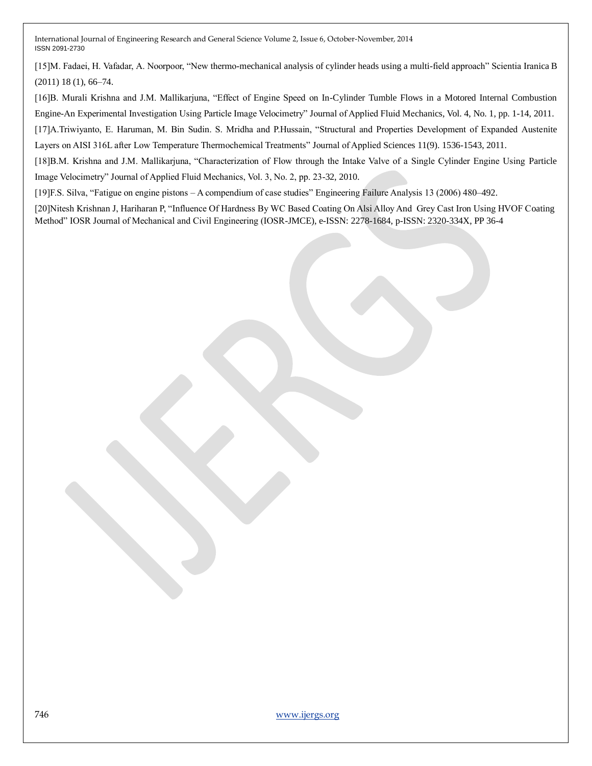[15]M. Fadaei, H. Vafadar, A. Noorpoor, "New thermo-mechanical analysis of cylinder heads using a multi-field approach" Scientia Iranica B (2011) 18 (1), 66–74.

[16]B. Murali Krishna and J.M. Mallikarjuna, "Effect of Engine Speed on In-Cylinder Tumble Flows in a Motored Internal Combustion Engine-An Experimental Investigation Using Particle Image Velocimetry" Journal of Applied Fluid Mechanics, Vol. 4, No. 1, pp. 1-14, 2011.

[17]A.Triwiyanto, E. Haruman, M. Bin Sudin. S. Mridha and P.Hussain, "Structural and Properties Development of Expanded Austenite Layers on AISI 316L after Low Temperature Thermochemical Treatments" Journal of Applied Sciences 11(9). 1536-1543, 2011.

[18]B.M. Krishna and J.M. Mallikarjuna, "Characterization of Flow through the Intake Valve of a Single Cylinder Engine Using Particle Image Velocimetry" Journal of Applied Fluid Mechanics, Vol. 3, No. 2, pp. 23-32, 2010.

[19]F.S. Silva, "Fatigue on engine pistons – A compendium of case studies" Engineering Failure Analysis 13 (2006) 480–492.

[20]Nitesh Krishnan J, Hariharan P, "Influence Of Hardness By WC Based Coating On Alsi Alloy And Grey Cast Iron Using HVOF Coating Method" IOSR Journal of Mechanical and Civil Engineering (IOSR-JMCE), e-ISSN: 2278-1684, p-ISSN: 2320-334X, PP 36-4